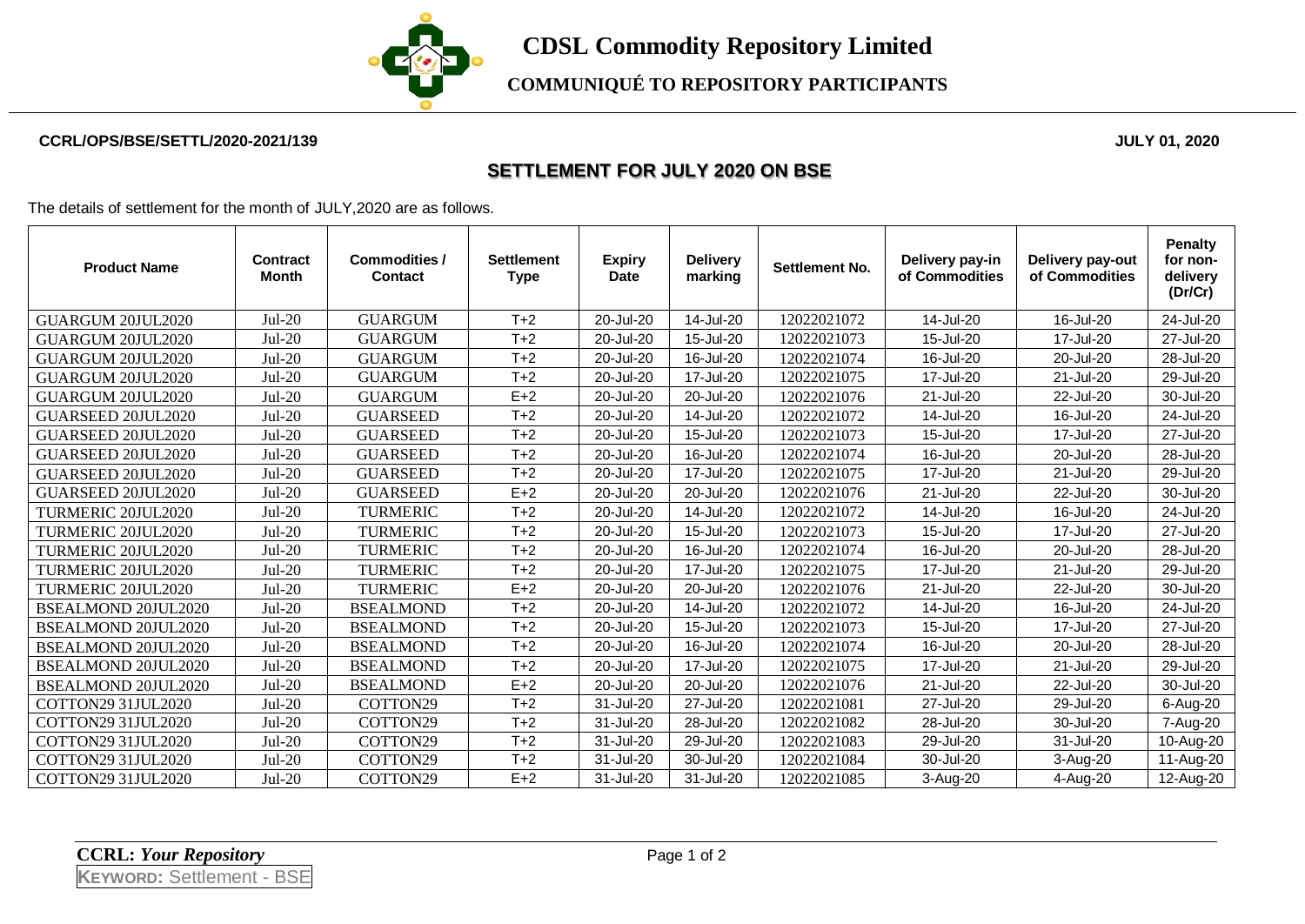# CDSL Commodity Repository Limited

## COMMUNIQUÉ TO REPOSITORY PARTICIPANTS

**CCRL/OPS/BSE/SETTL/2020-2021/139** **JULY 01, 2020**

## SETTLEMENT FOR JULY 2020 ON BSE

The details of settlement for the month of JULY,2020 are as follows.

| Product Name | Contract Month | Commodities / Contact | Settlement Type | Expiry Date | Delivery marking | Settlement No. | Delivery pay-in of Commodities | Delivery pay-out of Commodities | Penalty for non-delivery (Dr/Cr) |
|---|---|---|---|---|---|---|---|---|---|
| GUARGUM 20JUL2020 | Jul-20 | GUARGUM | T+2 | 20-Jul-20 | 14-Jul-20 | 12022021072 | 14-Jul-20 | 16-Jul-20 | 24-Jul-20 |
| GUARGUM 20JUL2020 | Jul-20 | GUARGUM | T+2 | 20-Jul-20 | 15-Jul-20 | 12022021073 | 15-Jul-20 | 17-Jul-20 | 27-Jul-20 |
| GUARGUM 20JUL2020 | Jul-20 | GUARGUM | T+2 | 20-Jul-20 | 16-Jul-20 | 12022021074 | 16-Jul-20 | 20-Jul-20 | 28-Jul-20 |
| GUARGUM 20JUL2020 | Jul-20 | GUARGUM | T+2 | 20-Jul-20 | 17-Jul-20 | 12022021075 | 17-Jul-20 | 21-Jul-20 | 29-Jul-20 |
| GUARGUM 20JUL2020 | Jul-20 | GUARGUM | E+2 | 20-Jul-20 | 20-Jul-20 | 12022021076 | 21-Jul-20 | 22-Jul-20 | 30-Jul-20 |
| GUARSEED 20JUL2020 | Jul-20 | GUARSEED | T+2 | 20-Jul-20 | 14-Jul-20 | 12022021072 | 14-Jul-20 | 16-Jul-20 | 24-Jul-20 |
| GUARSEED 20JUL2020 | Jul-20 | GUARSEED | T+2 | 20-Jul-20 | 15-Jul-20 | 12022021073 | 15-Jul-20 | 17-Jul-20 | 27-Jul-20 |
| GUARSEED 20JUL2020 | Jul-20 | GUARSEED | T+2 | 20-Jul-20 | 16-Jul-20 | 12022021074 | 16-Jul-20 | 20-Jul-20 | 28-Jul-20 |
| GUARSEED 20JUL2020 | Jul-20 | GUARSEED | T+2 | 20-Jul-20 | 17-Jul-20 | 12022021075 | 17-Jul-20 | 21-Jul-20 | 29-Jul-20 |
| GUARSEED 20JUL2020 | Jul-20 | GUARSEED | E+2 | 20-Jul-20 | 20-Jul-20 | 12022021076 | 21-Jul-20 | 22-Jul-20 | 30-Jul-20 |
| TURMERIC 20JUL2020 | Jul-20 | TURMERIC | T+2 | 20-Jul-20 | 14-Jul-20 | 12022021072 | 14-Jul-20 | 16-Jul-20 | 24-Jul-20 |
| TURMERIC 20JUL2020 | Jul-20 | TURMERIC | T+2 | 20-Jul-20 | 15-Jul-20 | 12022021073 | 15-Jul-20 | 17-Jul-20 | 27-Jul-20 |
| TURMERIC 20JUL2020 | Jul-20 | TURMERIC | T+2 | 20-Jul-20 | 16-Jul-20 | 12022021074 | 16-Jul-20 | 20-Jul-20 | 28-Jul-20 |
| TURMERIC 20JUL2020 | Jul-20 | TURMERIC | T+2 | 20-Jul-20 | 17-Jul-20 | 12022021075 | 17-Jul-20 | 21-Jul-20 | 29-Jul-20 |
| TURMERIC 20JUL2020 | Jul-20 | TURMERIC | E+2 | 20-Jul-20 | 20-Jul-20 | 12022021076 | 21-Jul-20 | 22-Jul-20 | 30-Jul-20 |
| BSEALMOND 20JUL2020 | Jul-20 | BSEALMOND | T+2 | 20-Jul-20 | 14-Jul-20 | 12022021072 | 14-Jul-20 | 16-Jul-20 | 24-Jul-20 |
| BSEALMOND 20JUL2020 | Jul-20 | BSEALMOND | T+2 | 20-Jul-20 | 15-Jul-20 | 12022021073 | 15-Jul-20 | 17-Jul-20 | 27-Jul-20 |
| BSEALMOND 20JUL2020 | Jul-20 | BSEALMOND | T+2 | 20-Jul-20 | 16-Jul-20 | 12022021074 | 16-Jul-20 | 20-Jul-20 | 28-Jul-20 |
| BSEALMOND 20JUL2020 | Jul-20 | BSEALMOND | T+2 | 20-Jul-20 | 17-Jul-20 | 12022021075 | 17-Jul-20 | 21-Jul-20 | 29-Jul-20 |
| BSEALMOND 20JUL2020 | Jul-20 | BSEALMOND | E+2 | 20-Jul-20 | 20-Jul-20 | 12022021076 | 21-Jul-20 | 22-Jul-20 | 30-Jul-20 |
| COTTON29 31JUL2020 | Jul-20 | COTTON29 | T+2 | 31-Jul-20 | 27-Jul-20 | 12022021081 | 27-Jul-20 | 29-Jul-20 | 6-Aug-20 |
| COTTON29 31JUL2020 | Jul-20 | COTTON29 | T+2 | 31-Jul-20 | 28-Jul-20 | 12022021082 | 28-Jul-20 | 30-Jul-20 | 7-Aug-20 |
| COTTON29 31JUL2020 | Jul-20 | COTTON29 | T+2 | 31-Jul-20 | 29-Jul-20 | 12022021083 | 29-Jul-20 | 31-Jul-20 | 10-Aug-20 |
| COTTON29 31JUL2020 | Jul-20 | COTTON29 | T+2 | 31-Jul-20 | 30-Jul-20 | 12022021084 | 30-Jul-20 | 3-Aug-20 | 11-Aug-20 |
| COTTON29 31JUL2020 | Jul-20 | COTTON29 | E+2 | 31-Jul-20 | 31-Jul-20 | 12022021085 | 3-Aug-20 | 4-Aug-20 | 12-Aug-20 |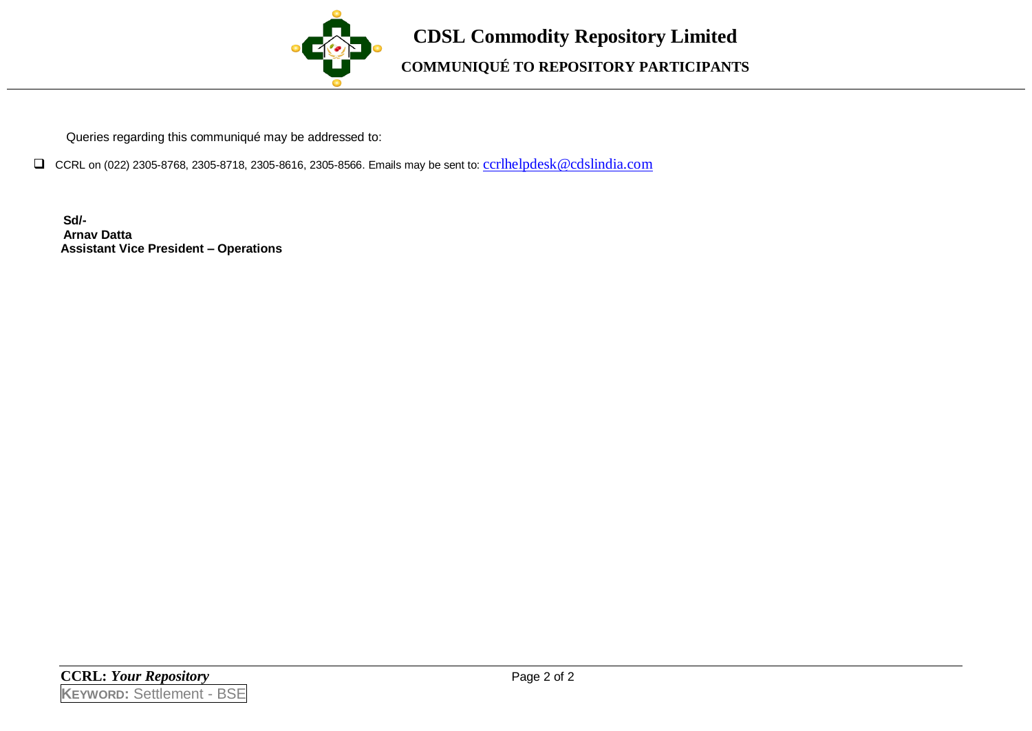Queries regarding this communiqué may be addressed to:

- CCRL on (022) 2305-8768, 2305-8718, 2305-8616, 2305-8566. Emails may be sent to: ccrlhelpdesk@cdslindia.com

**Sd/-**
**Arnav Datta**
**Assistant Vice President – Operations**

**KEYWORD:** Settlement - BSE